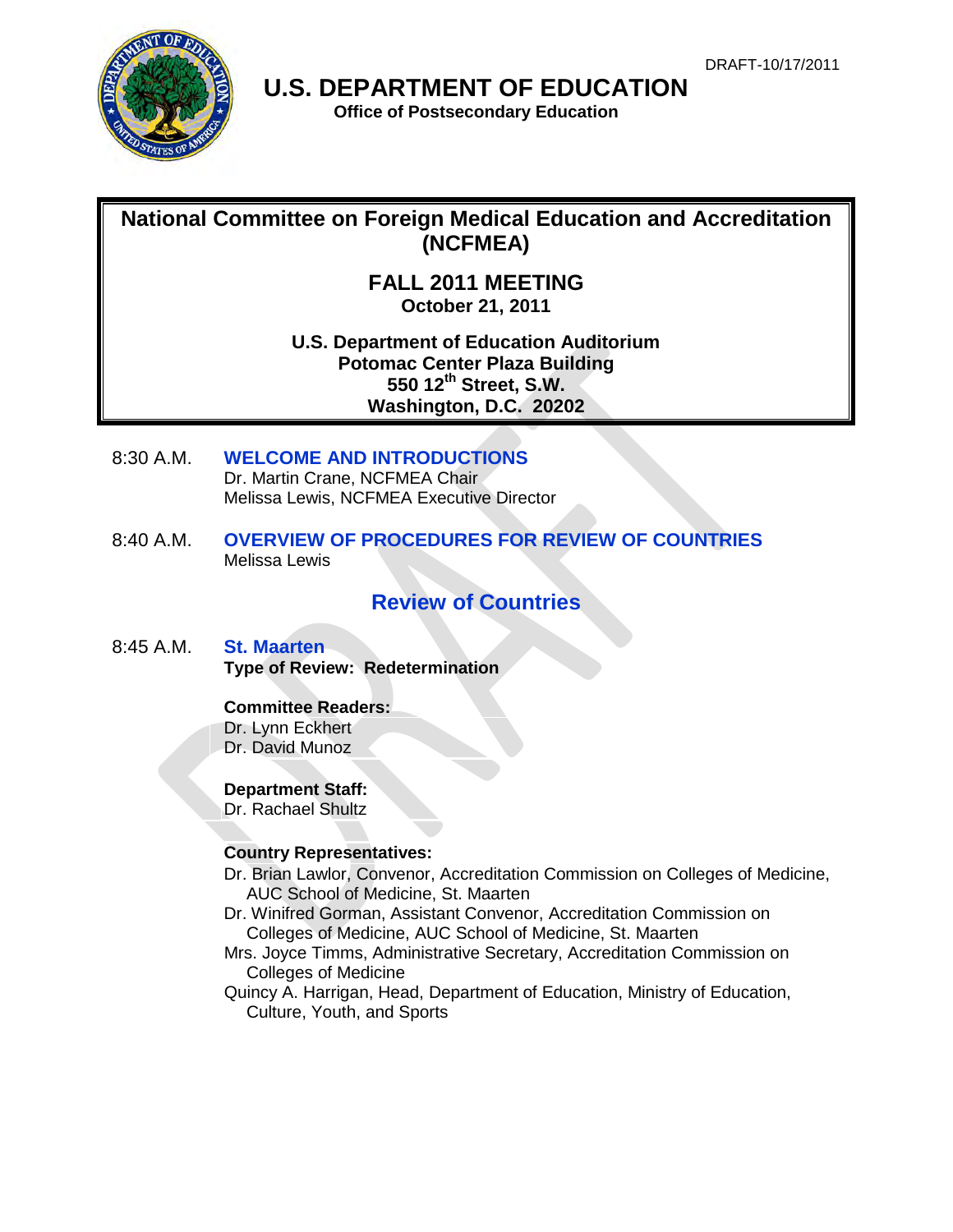DRAFT-10/17/2011

# U.S. DEPARTMENT OF EDUCATION

**Office of Postsecondary Education**

## National Committee on Foreign Medical Education and Accreditation (NCFMEA)

### FALL 2011 MEETING

**October 21, 2011**

**U.S. Department of Education Auditorium**
**Potomac Center Plaza Building**
**550 12th Street, S.W.**
**Washington, D.C. 20202**

8:30 A.M. **WELCOME AND INTRODUCTIONS**
Dr. Martin Crane, NCFMEA Chair
Melissa Lewis, NCFMEA Executive Director

8:40 A.M. **OVERVIEW OF PROCEDURES FOR REVIEW OF COUNTRIES**
Melissa Lewis

## Review of Countries

8:45 A.M. **St. Maarten**
**Type of Review: Redetermination**

**Committee Readers:**
Dr. Lynn Eckhert
Dr. David Munoz

**Department Staff:**
Dr. Rachael Shultz

**Country Representatives:**
Dr. Brian Lawlor, Convenor, Accreditation Commission on Colleges of Medicine, AUC School of Medicine, St. Maarten
Dr. Winifred Gorman, Assistant Convenor, Accreditation Commission on Colleges of Medicine, AUC School of Medicine, St. Maarten
Mrs. Joyce Timms, Administrative Secretary, Accreditation Commission on Colleges of Medicine
Quincy A. Harrigan, Head, Department of Education, Ministry of Education, Culture, Youth, and Sports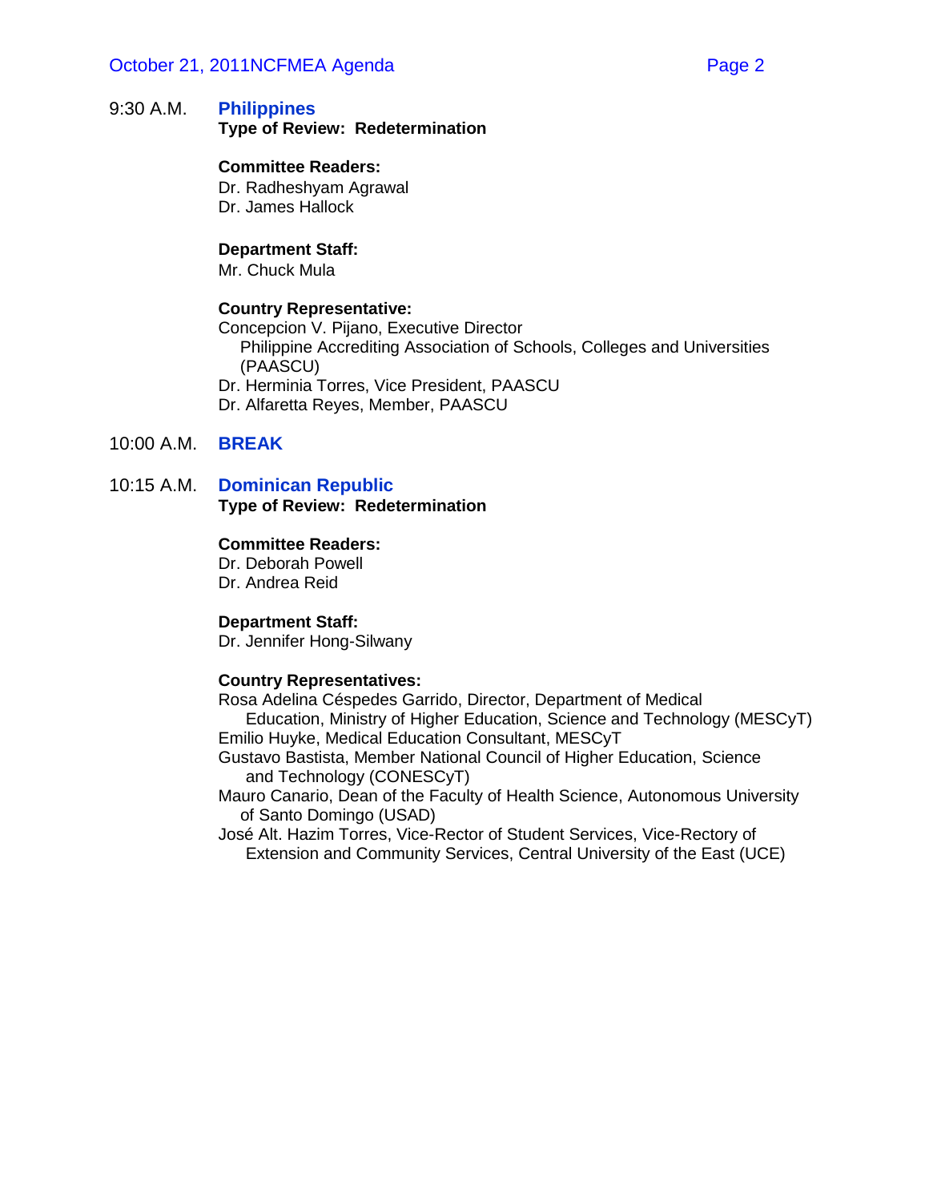9:30 A.M. **Philippines**

**Type of Review: Redetermination**

**Committee Readers:**
Dr. Radheshyam Agrawal
Dr. James Hallock

**Department Staff:**
Mr. Chuck Mula

**Country Representative:**
Concepcion V. Pijano, Executive Director
Philippine Accrediting Association of Schools, Colleges and Universities (PAASCU)
Dr. Herminia Torres, Vice President, PAASCU
Dr. Alfaretta Reyes, Member, PAASCU

10:00 A.M. **BREAK**

10:15 A.M. **Dominican Republic**

**Type of Review: Redetermination**

**Committee Readers:**
Dr. Deborah Powell
Dr. Andrea Reid

**Department Staff:**
Dr. Jennifer Hong-Silwany

**Country Representatives:**
Rosa Adelina Céspedes Garrido, Director, Department of Medical Education, Ministry of Higher Education, Science and Technology (MESCyT)
Emilio Huyke, Medical Education Consultant, MESCyT
Gustavo Bastista, Member National Council of Higher Education, Science and Technology (CONESCyT)
Mauro Canario, Dean of the Faculty of Health Science, Autonomous University of Santo Domingo (USAD)
José Alt. Hazim Torres, Vice-Rector of Student Services, Vice-Rectory of Extension and Community Services, Central University of the East (UCE)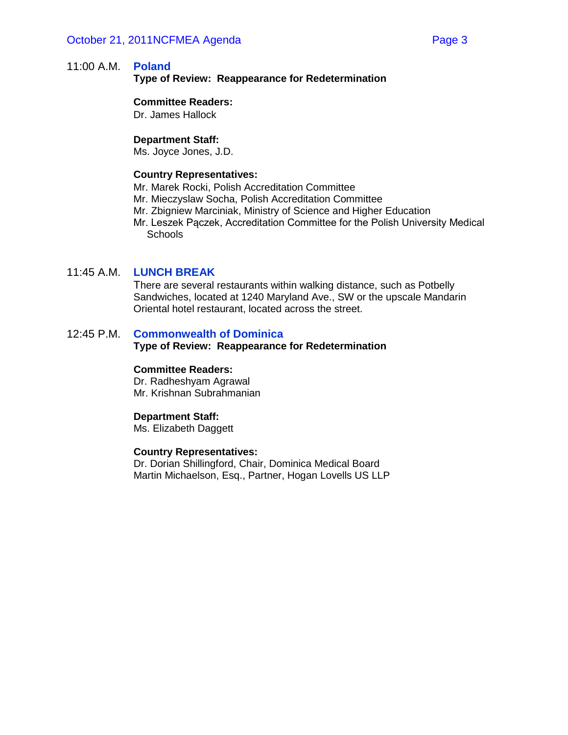11:00 A.M. **Poland**

**Type of Review: Reappearance for Redetermination**

**Committee Readers:**
Dr. James Hallock

**Department Staff:**
Ms. Joyce Jones, J.D.

**Country Representatives:**
Mr. Marek Rocki, Polish Accreditation Committee
Mr. Mieczyslaw Socha, Polish Accreditation Committee
Mr. Zbigniew Marciniak, Ministry of Science and Higher Education
Mr. Leszek Pączek, Accreditation Committee for the Polish University Medical Schools

11:45 A.M. **LUNCH BREAK**

There are several restaurants within walking distance, such as Potbelly Sandwiches, located at 1240 Maryland Ave., SW or the upscale Mandarin Oriental hotel restaurant, located across the street.

12:45 P.M. **Commonwealth of Dominica**

**Type of Review: Reappearance for Redetermination**

**Committee Readers:**
Dr. Radheshyam Agrawal
Mr. Krishnan Subrahmanian

**Department Staff:**
Ms. Elizabeth Daggett

**Country Representatives:**
Dr. Dorian Shillingford, Chair, Dominica Medical Board
Martin Michaelson, Esq., Partner, Hogan Lovells US LLP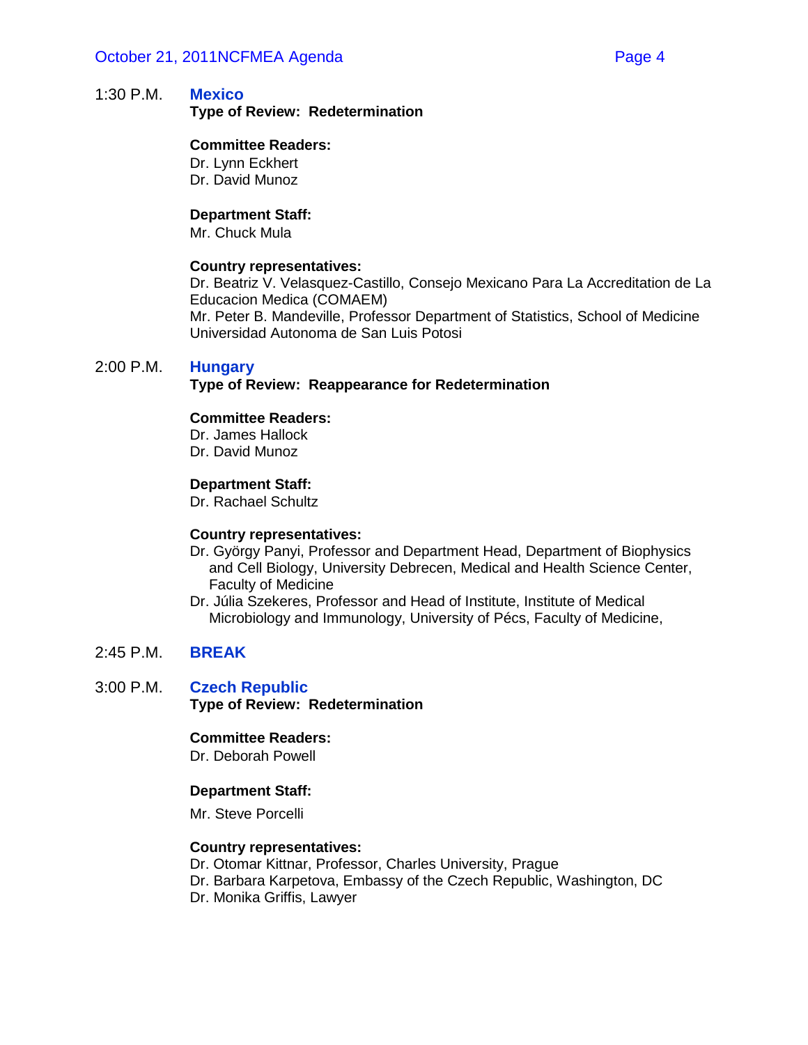**1:30 P.M.** **Mexico**
**Type of Review: Redetermination**

**Committee Readers:**
Dr. Lynn Eckhert
Dr. David Munoz

**Department Staff:**
Mr. Chuck Mula

**Country representatives:**
Dr. Beatriz V. Velasquez-Castillo, Consejo Mexicano Para La Accreditation de La Educacion Medica (COMAEM)
Mr. Peter B. Mandeville, Professor Department of Statistics, School of Medicine Universidad Autonoma de San Luis Potosi

**2:00 P.M.** **Hungary**
**Type of Review: Reappearance for Redetermination**

**Committee Readers:**
Dr. James Hallock
Dr. David Munoz

**Department Staff:**
Dr. Rachael Schultz

**Country representatives:**
Dr. György Panyi, Professor and Department Head, Department of Biophysics and Cell Biology, University Debrecen, Medical and Health Science Center, Faculty of Medicine
Dr. Júlia Szekeres, Professor and Head of Institute, Institute of Medical Microbiology and Immunology, University of Pécs, Faculty of Medicine,

**2:45 P.M.** **BREAK**

**3:00 P.M.** **Czech Republic**
**Type of Review: Redetermination**

**Committee Readers:**
Dr. Deborah Powell

**Department Staff:**
Mr. Steve Porcelli

**Country representatives:**
Dr. Otomar Kittnar, Professor, Charles University, Prague
Dr. Barbara Karpetova, Embassy of the Czech Republic, Washington, DC
Dr. Monika Griffis, Lawyer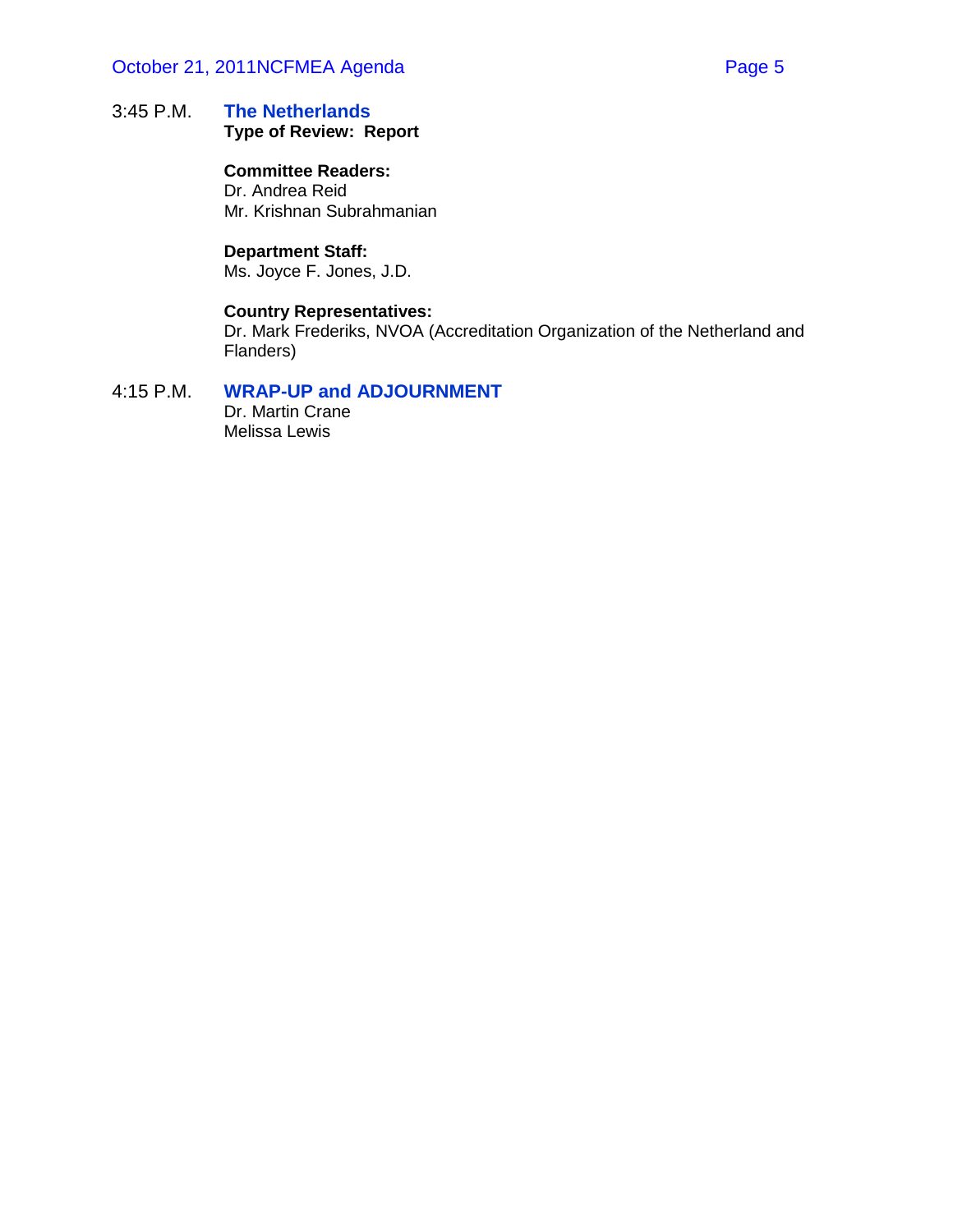3:45 P.M. **The Netherlands**
**Type of Review: Report**

**Committee Readers:**
Dr. Andrea Reid
Mr. Krishnan Subrahmanian

**Department Staff:**
Ms. Joyce F. Jones, J.D.

**Country Representatives:**
Dr. Mark Frederiks, NVOA (Accreditation Organization of the Netherland and Flanders)

4:15 P.M. **WRAP-UP and ADJOURNMENT**
Dr. Martin Crane
Melissa Lewis